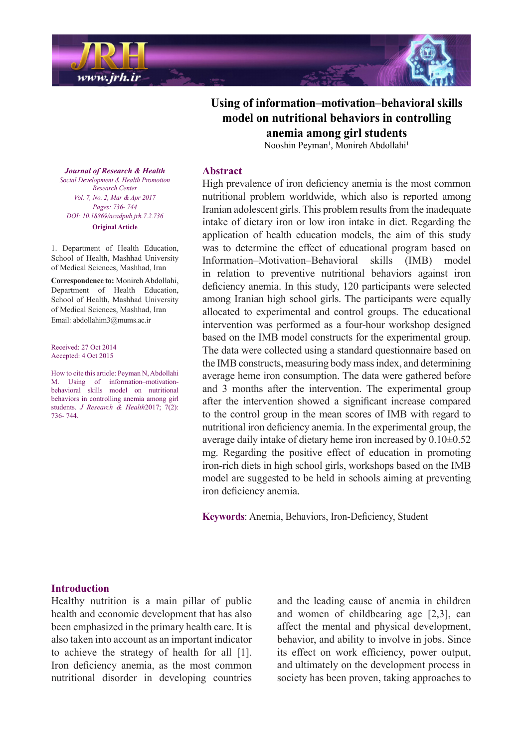# Using of information–motivation–behavioral skills model on nutritional behaviors in controlling anemia among girl students

Nooshin Peyman[1], Monireh Abdollahi[1]

*Journal of Research & Health*
*Social Development & Health Promotion Research Center*
*Vol. 7, No. 2, Mar & Apr 2017*
*Pages: 736- 744*
*DOI: 10.18869/acadpub.jrh.7.2.736*
**Original Article**

1. Department of Health Education, School of Health, Mashhad University of Medical Sciences, Mashhad, Iran

**Correspondence to:** Monireh Abdollahi, Department of Health Education, School of Health, Mashhad University of Medical Sciences, Mashhad, Iran
Email: abdollahim3@mums.ac.ir

Received: 27 Oct 2014
Accepted: 4 Oct 2015

How to cite this article: Peyman N, Abdollahi M. Using of information–motivation-behavioral skills model on nutritional behaviors in controlling anemia among girl students. *J Research & Health*2017; 7(2): 736- 744.

## Abstract

High prevalence of iron deficiency anemia is the most common nutritional problem worldwide, which also is reported among Iranian adolescent girls. This problem results from the inadequate intake of dietary iron or low iron intake in diet. Regarding the application of health education models, the aim of this study was to determine the effect of educational program based on Information–Motivation–Behavioral skills (IMB) model in relation to preventive nutritional behaviors against iron deficiency anemia. In this study, 120 participants were selected among Iranian high school girls. The participants were equally allocated to experimental and control groups. The educational intervention was performed as a four-hour workshop designed based on the IMB model constructs for the experimental group. The data were collected using a standard questionnaire based on the IMB constructs, measuring body mass index, and determining average heme iron consumption. The data were gathered before and 3 months after the intervention. The experimental group after the intervention showed a significant increase compared to the control group in the mean scores of IMB with regard to nutritional iron deficiency anemia. In the experimental group, the average daily intake of dietary heme iron increased by 0.10±0.52 mg. Regarding the positive effect of education in promoting iron-rich diets in high school girls, workshops based on the IMB model are suggested to be held in schools aiming at preventing iron deficiency anemia.

**Keywords**: Anemia, Behaviors, Iron-Deficiency, Student

## Introduction

Healthy nutrition is a main pillar of public health and economic development that has also been emphasized in the primary health care. It is also taken into account as an important indicator to achieve the strategy of health for all [1]. Iron deficiency anemia, as the most common nutritional disorder in developing countries and the leading cause of anemia in children and women of childbearing age [2,3], can affect the mental and physical development, behavior, and ability to involve in jobs. Since its effect on work efficiency, power output, and ultimately on the development process in society has been proven, taking approaches to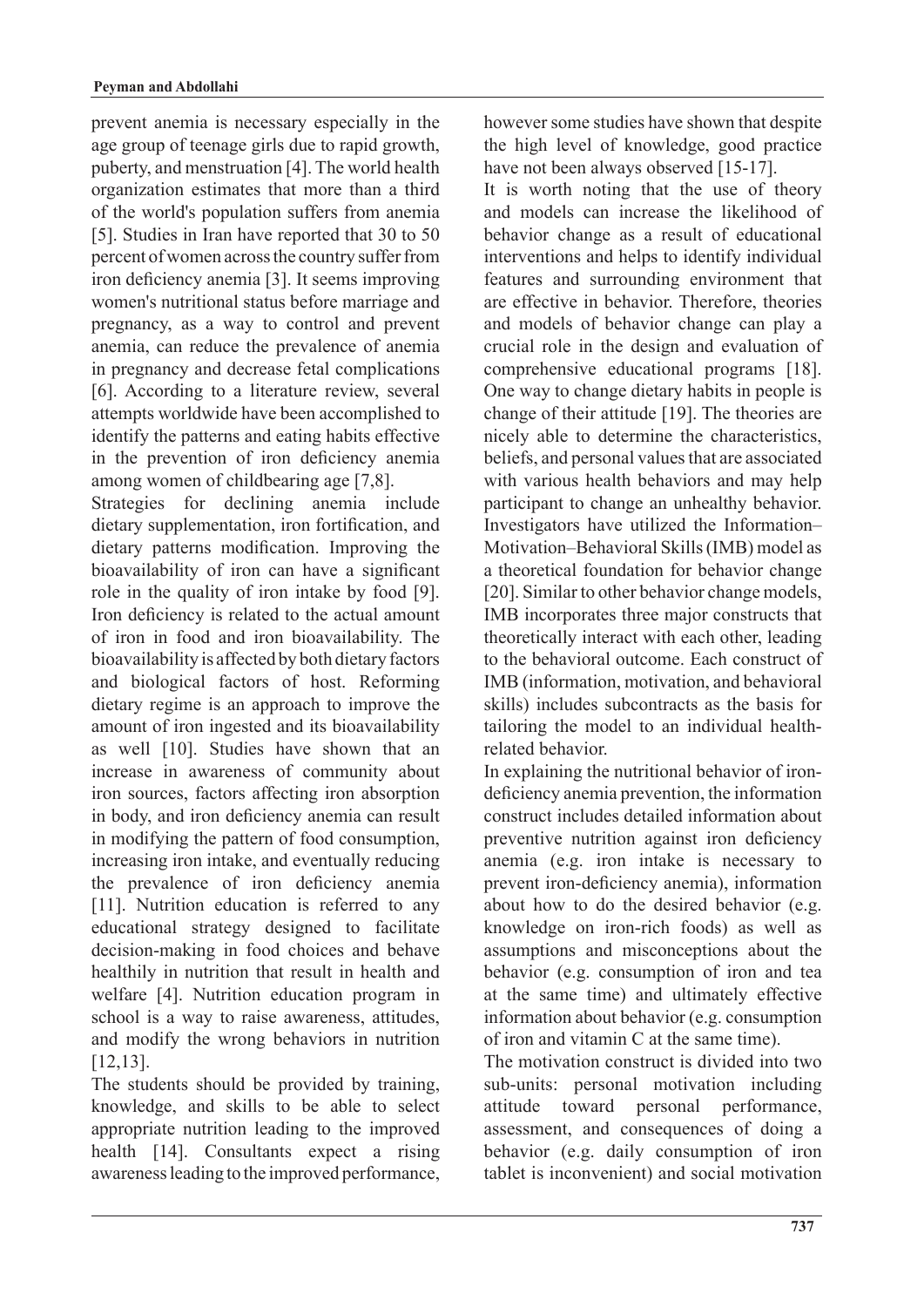prevent anemia is necessary especially in the age group of teenage girls due to rapid growth, puberty, and menstruation [4]. The world health organization estimates that more than a third of the world's population suffers from anemia [5]. Studies in Iran have reported that 30 to 50 percent of women across the country suffer from iron deficiency anemia [3]. It seems improving women's nutritional status before marriage and pregnancy, as a way to control and prevent anemia, can reduce the prevalence of anemia in pregnancy and decrease fetal complications [6]. According to a literature review, several attempts worldwide have been accomplished to identify the patterns and eating habits effective in the prevention of iron deficiency anemia among women of childbearing age [7,8].

Strategies for declining anemia include dietary supplementation, iron fortification, and dietary patterns modification. Improving the bioavailability of iron can have a significant role in the quality of iron intake by food [9]. Iron deficiency is related to the actual amount of iron in food and iron bioavailability. The bioavailability is affected by both dietary factors and biological factors of host. Reforming dietary regime is an approach to improve the amount of iron ingested and its bioavailability as well [10]. Studies have shown that an increase in awareness of community about iron sources, factors affecting iron absorption in body, and iron deficiency anemia can result in modifying the pattern of food consumption, increasing iron intake, and eventually reducing the prevalence of iron deficiency anemia [11]. Nutrition education is referred to any educational strategy designed to facilitate decision-making in food choices and behave healthily in nutrition that result in health and welfare [4]. Nutrition education program in school is a way to raise awareness, attitudes, and modify the wrong behaviors in nutrition [12,13].

The students should be provided by training, knowledge, and skills to be able to select appropriate nutrition leading to the improved health [14]. Consultants expect a rising awareness leading to the improved performance, however some studies have shown that despite the high level of knowledge, good practice have not been always observed [15-17].

It is worth noting that the use of theory and models can increase the likelihood of behavior change as a result of educational interventions and helps to identify individual features and surrounding environment that are effective in behavior. Therefore, theories and models of behavior change can play a crucial role in the design and evaluation of comprehensive educational programs [18]. One way to change dietary habits in people is change of their attitude [19]. The theories are nicely able to determine the characteristics, beliefs, and personal values that are associated with various health behaviors and may help participant to change an unhealthy behavior. Investigators have utilized the Information–Motivation–Behavioral Skills (IMB) model as a theoretical foundation for behavior change [20]. Similar to other behavior change models, IMB incorporates three major constructs that theoretically interact with each other, leading to the behavioral outcome. Each construct of IMB (information, motivation, and behavioral skills) includes subcontracts as the basis for tailoring the model to an individual health-related behavior.

In explaining the nutritional behavior of iron-deficiency anemia prevention, the information construct includes detailed information about preventive nutrition against iron deficiency anemia (e.g. iron intake is necessary to prevent iron-deficiency anemia), information about how to do the desired behavior (e.g. knowledge on iron-rich foods) as well as assumptions and misconceptions about the behavior (e.g. consumption of iron and tea at the same time) and ultimately effective information about behavior (e.g. consumption of iron and vitamin C at the same time).

The motivation construct is divided into two sub-units: personal motivation including attitude toward personal performance, assessment, and consequences of doing a behavior (e.g. daily consumption of iron tablet is inconvenient) and social motivation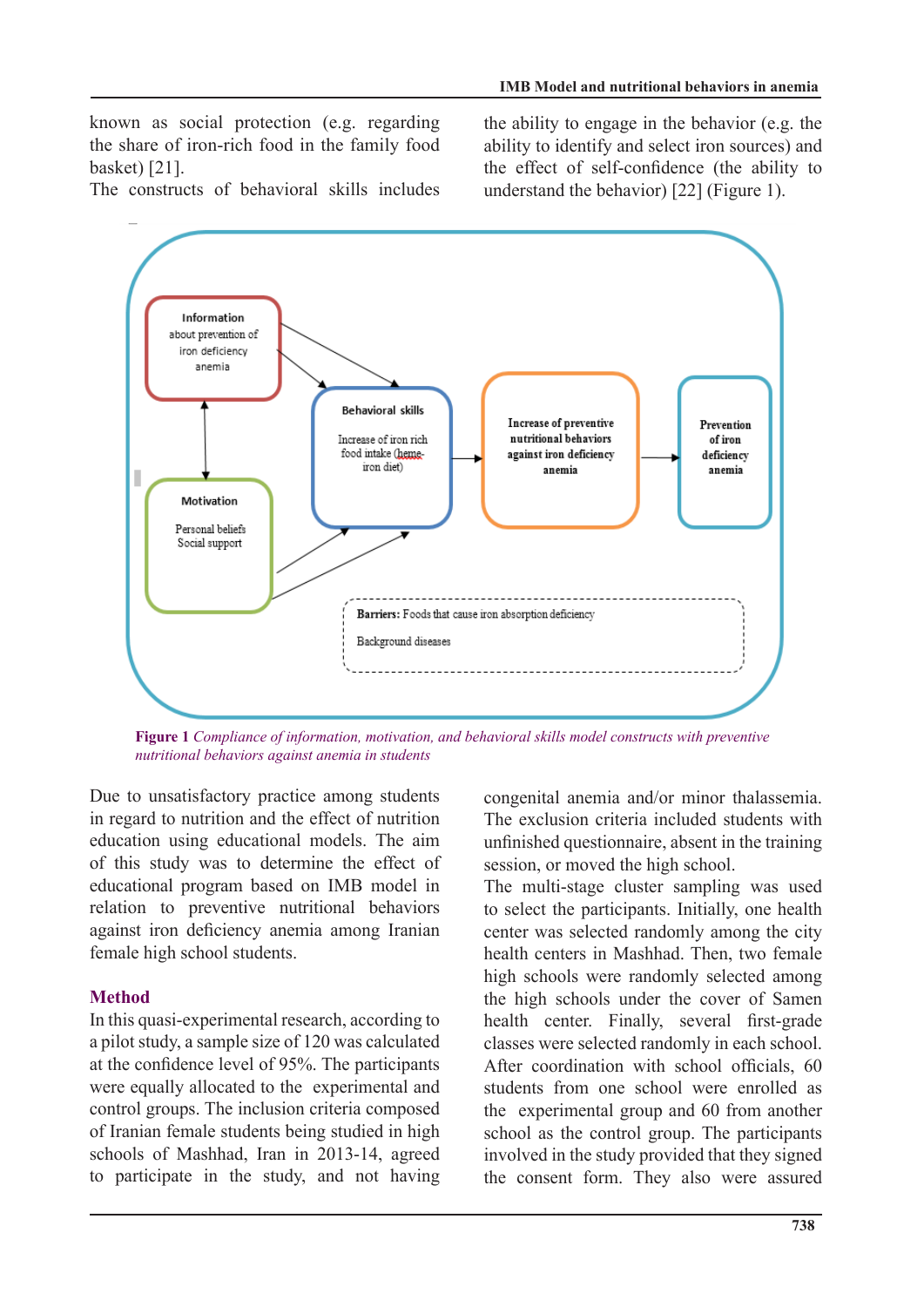known as social protection (e.g. regarding the share of iron-rich food in the family food basket) [21].
The constructs of behavioral skills includes the ability to engage in the behavior (e.g. the ability to identify and select iron sources) and the effect of self-confidence (the ability to understand the behavior) [22] (Figure 1).

**Figure 1** *Compliance of information, motivation, and behavioral skills model constructs with preventive nutritional behaviors against anemia in students*

Due to unsatisfactory practice among students in regard to nutrition and the effect of nutrition education using educational models. The aim of this study was to determine the effect of educational program based on IMB model in relation to preventive nutritional behaviors against iron deficiency anemia among Iranian female high school students.

## Method

In this quasi-experimental research, according to a pilot study, a sample size of 120 was calculated at the confidence level of 95%. The participants were equally allocated to the experimental and control groups. The inclusion criteria composed of Iranian female students being studied in high schools of Mashhad, Iran in 2013-14, agreed to participate in the study, and not having congenital anemia and/or minor thalassemia. The exclusion criteria included students with unfinished questionnaire, absent in the training session, or moved the high school.
The multi-stage cluster sampling was used to select the participants. Initially, one health center was selected randomly among the city health centers in Mashhad. Then, two female high schools were randomly selected among the high schools under the cover of Samen health center. Finally, several first-grade classes were selected randomly in each school. After coordination with school officials, 60 students from one school were enrolled as the experimental group and 60 from another school as the control group. The participants involved in the study provided that they signed the consent form. They also were assured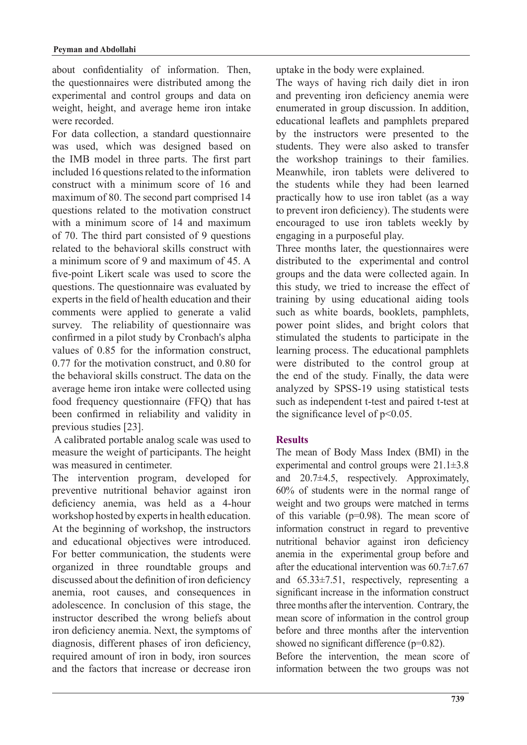about confidentiality of information. Then, the questionnaires were distributed among the experimental and control groups and data on weight, height, and average heme iron intake were recorded.

For data collection, a standard questionnaire was used, which was designed based on the IMB model in three parts. The first part included 16 questions related to the information construct with a minimum score of 16 and maximum of 80. The second part comprised 14 questions related to the motivation construct with a minimum score of 14 and maximum of 70. The third part consisted of 9 questions related to the behavioral skills construct with a minimum score of 9 and maximum of 45. A five-point Likert scale was used to score the questions. The questionnaire was evaluated by experts in the field of health education and their comments were applied to generate a valid survey. The reliability of questionnaire was confirmed in a pilot study by Cronbach's alpha values of 0.85 for the information construct, 0.77 for the motivation construct, and 0.80 for the behavioral skills construct. The data on the average heme iron intake were collected using food frequency questionnaire (FFQ) that has been confirmed in reliability and validity in previous studies [23].

A calibrated portable analog scale was used to measure the weight of participants. The height was measured in centimeter.

The intervention program, developed for preventive nutritional behavior against iron deficiency anemia, was held as a 4-hour workshop hosted by experts in health education. At the beginning of workshop, the instructors and educational objectives were introduced. For better communication, the students were organized in three roundtable groups and discussed about the definition of iron deficiency anemia, root causes, and consequences in adolescence. In conclusion of this stage, the instructor described the wrong beliefs about iron deficiency anemia. Next, the symptoms of diagnosis, different phases of iron deficiency, required amount of iron in body, iron sources and the factors that increase or decrease iron uptake in the body were explained.

The ways of having rich daily diet in iron and preventing iron deficiency anemia were enumerated in group discussion. In addition, educational leaflets and pamphlets prepared by the instructors were presented to the students. They were also asked to transfer the workshop trainings to their families. Meanwhile, iron tablets were delivered to the students while they had been learned practically how to use iron tablet (as a way to prevent iron deficiency). The students were encouraged to use iron tablets weekly by engaging in a purposeful play.

Three months later, the questionnaires were distributed to the experimental and control groups and the data were collected again. In this study, we tried to increase the effect of training by using educational aiding tools such as white boards, booklets, pamphlets, power point slides, and bright colors that stimulated the students to participate in the learning process. The educational pamphlets were distributed to the control group at the end of the study. Finally, the data were analyzed by SPSS-19 using statistical tests such as independent t-test and paired t-test at the significance level of $p<0.05$.

## Results

The mean of Body Mass Index (BMI) in the experimental and control groups were $21.1\pm3.8$ and $20.7\pm4.5$, respectively. Approximately, 60% of students were in the normal range of weight and two groups were matched in terms of this variable ($p=0.98$). The mean score of information construct in regard to preventive nutritional behavior against iron deficiency anemia in the experimental group before and after the educational intervention was $60.7\pm7.67$ and $65.33\pm7.51$, respectively, representing a significant increase in the information construct three months after the intervention. Contrary, the mean score of information in the control group before and three months after the intervention showed no significant difference ($p=0.82$).

Before the intervention, the mean score of information between the two groups was not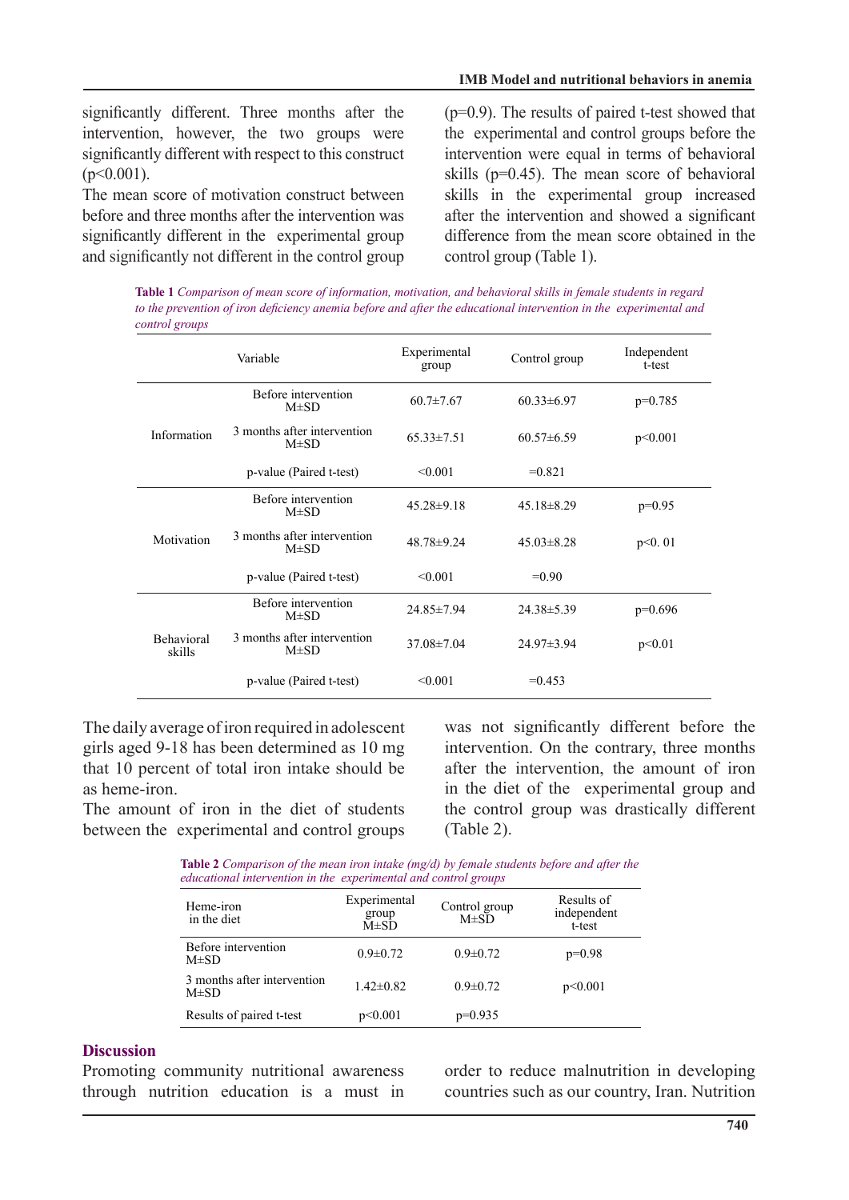significantly different. Three months after the intervention, however, the two groups were significantly different with respect to this construct ($p<0.001$).

The mean score of motivation construct between before and three months after the intervention was significantly different in the experimental group and significantly not different in the control group ($p=0.9$). The results of paired t-test showed that the experimental and control groups before the intervention were equal in terms of behavioral skills ($p=0.45$). The mean score of behavioral skills in the experimental group increased after the intervention and showed a significant difference from the mean score obtained in the control group (Table 1).

**Table 1** *Comparison of mean score of information, motivation, and behavioral skills in female students in regard to the prevention of iron deficiency anemia before and after the educational intervention in the experimental and control groups*

| Variable | | Experimental group | Control group | Independent t-test |
|---|---|---|---|---|
| Information | Before intervention M±SD | 60.7±7.67 | 60.33±6.97 | p=0.785 |
| | 3 months after intervention M±SD | 65.33±7.51 | 60.57±6.59 | p<0.001 |
| | p-value (Paired t-test) | <0.001 | =0.821 | |
| Motivation | Before intervention M±SD | 45.28±9.18 | 45.18±8.29 | p=0.95 |
| | 3 months after intervention M±SD | 48.78±9.24 | 45.03±8.28 | p<0. 01 |
| | p-value (Paired t-test) | <0.001 | =0.90 | |
| Behavioral skills | Before intervention M±SD | 24.85±7.94 | 24.38±5.39 | p=0.696 |
| | 3 months after intervention M±SD | 37.08±7.04 | 24.97±3.94 | p<0.01 |
| | p-value (Paired t-test) | <0.001 | =0.453 | |

The daily average of iron required in adolescent girls aged 9-18 has been determined as 10 mg that 10 percent of total iron intake should be as heme-iron.

The amount of iron in the diet of students between the experimental and control groups was not significantly different before the intervention. On the contrary, three months after the intervention, the amount of iron in the diet of the experimental group and the control group was drastically different (Table 2).

**Table 2** *Comparison of the mean iron intake (mg/d) by female students before and after the educational intervention in the experimental and control groups*

| Heme-iron in the diet | Experimental group M±SD | Control group M±SD | Results of independent t-test |
|---|---|---|---|
| Before intervention M±SD | 0.9±0.72 | 0.9±0.72 | p=0.98 |
| 3 months after intervention M±SD | 1.42±0.82 | 0.9±0.72 | p<0.001 |
| Results of paired t-test | p<0.001 | p=0.935 | |

## Discussion

Promoting community nutritional awareness through nutrition education is a must in order to reduce malnutrition in developing countries such as our country, Iran. Nutrition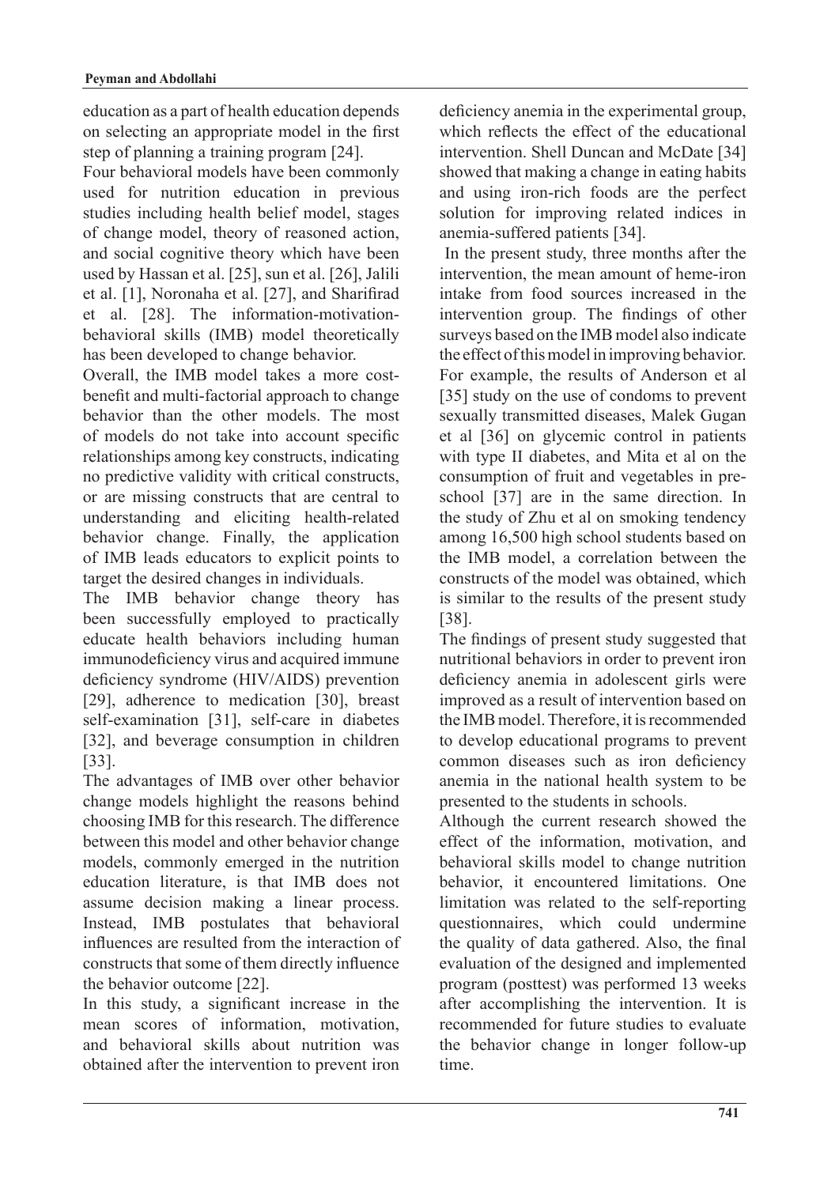education as a part of health education depends on selecting an appropriate model in the first step of planning a training program [24].

Four behavioral models have been commonly used for nutrition education in previous studies including health belief model, stages of change model, theory of reasoned action, and social cognitive theory which have been used by Hassan et al. [25], sun et al. [26], Jalili et al. [1], Noronaha et al. [27], and Sharifirad et al. [28]. The information-motivation-behavioral skills (IMB) model theoretically has been developed to change behavior.

Overall, the IMB model takes a more cost-benefit and multi-factorial approach to change behavior than the other models. The most of models do not take into account specific relationships among key constructs, indicating no predictive validity with critical constructs, or are missing constructs that are central to understanding and eliciting health-related behavior change. Finally, the application of IMB leads educators to explicit points to target the desired changes in individuals.

The IMB behavior change theory has been successfully employed to practically educate health behaviors including human immunodeficiency virus and acquired immune deficiency syndrome (HIV/AIDS) prevention [29], adherence to medication [30], breast self-examination [31], self-care in diabetes [32], and beverage consumption in children [33].

The advantages of IMB over other behavior change models highlight the reasons behind choosing IMB for this research. The difference between this model and other behavior change models, commonly emerged in the nutrition education literature, is that IMB does not assume decision making a linear process. Instead, IMB postulates that behavioral influences are resulted from the interaction of constructs that some of them directly influence the behavior outcome [22].

In this study, a significant increase in the mean scores of information, motivation, and behavioral skills about nutrition was obtained after the intervention to prevent iron deficiency anemia in the experimental group, which reflects the effect of the educational intervention. Shell Duncan and McDate [34] showed that making a change in eating habits and using iron-rich foods are the perfect solution for improving related indices in anemia-suffered patients [34].

In the present study, three months after the intervention, the mean amount of heme-iron intake from food sources increased in the intervention group. The findings of other surveys based on the IMB model also indicate the effect of this model in improving behavior. For example, the results of Anderson et al [35] study on the use of condoms to prevent sexually transmitted diseases, Malek Gugan et al [36] on glycemic control in patients with type II diabetes, and Mita et al on the consumption of fruit and vegetables in pre-school [37] are in the same direction. In the study of Zhu et al on smoking tendency among 16,500 high school students based on the IMB model, a correlation between the constructs of the model was obtained, which is similar to the results of the present study [38].

The findings of present study suggested that nutritional behaviors in order to prevent iron deficiency anemia in adolescent girls were improved as a result of intervention based on the IMB model. Therefore, it is recommended to develop educational programs to prevent common diseases such as iron deficiency anemia in the national health system to be presented to the students in schools.

Although the current research showed the effect of the information, motivation, and behavioral skills model to change nutrition behavior, it encountered limitations. One limitation was related to the self-reporting questionnaires, which could undermine the quality of data gathered. Also, the final evaluation of the designed and implemented program (posttest) was performed 13 weeks after accomplishing the intervention. It is recommended for future studies to evaluate the behavior change in longer follow-up time.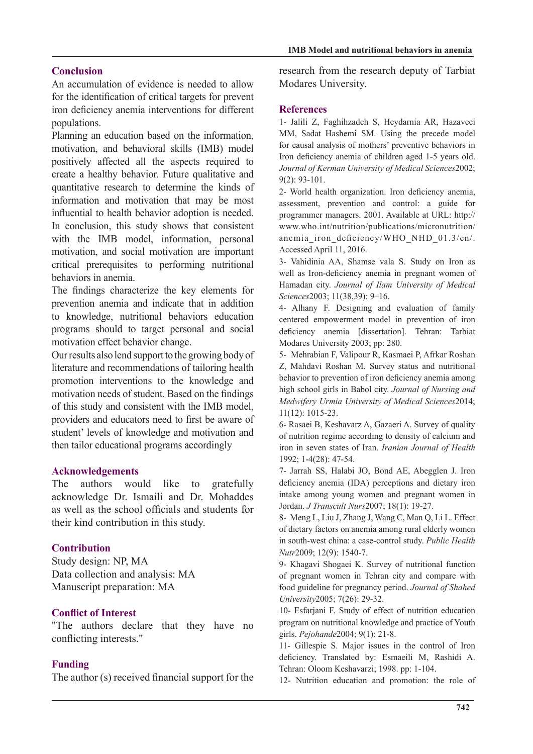## Conclusion

An accumulation of evidence is needed to allow for the identification of critical targets for prevent iron deficiency anemia interventions for different populations.

Planning an education based on the information, motivation, and behavioral skills (IMB) model positively affected all the aspects required to create a healthy behavior. Future qualitative and quantitative research to determine the kinds of information and motivation that may be most influential to health behavior adoption is needed. In conclusion, this study shows that consistent with the IMB model, information, personal motivation, and social motivation are important critical prerequisites to performing nutritional behaviors in anemia.

The findings characterize the key elements for prevention anemia and indicate that in addition to knowledge, nutritional behaviors education programs should to target personal and social motivation effect behavior change.

Our results also lend support to the growing body of literature and recommendations of tailoring health promotion interventions to the knowledge and motivation needs of student. Based on the findings of this study and consistent with the IMB model, providers and educators need to first be aware of student' levels of knowledge and motivation and then tailor educational programs accordingly

## Acknowledgements

The authors would like to gratefully acknowledge Dr. Ismaili and Dr. Mohaddes as well as the school officials and students for their kind contribution in this study.

## Contribution

Study design: NP, MA

Data collection and analysis: MA

Manuscript preparation: MA

## Conflict of Interest

"The authors declare that they have no conflicting interests."

## Funding

The author (s) received financial support for the research from the research deputy of Tarbiat Modares University.

## References

1- Jalili Z, Faghihzadeh S, Heydarnia AR, Hazaveei MM, Sadat Hashemi SM. Using the precede model for causal analysis of mothers' preventive behaviors in Iron deficiency anemia of children aged 1-5 years old. *Journal of Kerman University of Medical Sciences* 2002; 9(2): 93-101.

2- World health organization. Iron deficiency anemia, assessment, prevention and control: a guide for programmer managers. 2001. Available at URL: http://www.who.int/nutrition/publications/micronutrition/anemia_iron_deficiency/WHO_NHD_01.3/en/. Accessed April 11, 2016.

3- Vahidinia AA, Shamse vala S. Study on Iron as well as Iron-deficiency anemia in pregnant women of Hamadan city. *Journal of Ilam University of Medical Sciences* 2003; 11(38,39): 9–16.

4- Alhany F. Designing and evaluation of family centered empowerment model in prevention of iron deficiency anemia [dissertation]. Tehran: Tarbiat Modares University 2003; pp: 280.

5- Mehrabian F, Valipour R, Kasmaei P, Afrkar Roshan Z, Mahdavi Roshan M. Survey status and nutritional behavior to prevention of iron deficiency anemia among high school girls in Babol city. *Journal of Nursing and Medwifery Urmia University of Medical Sciences* 2014; 11(12): 1015-23.

6- Rasaei B, Keshavarz A, Gazaeri A. Survey of quality of nutrition regime according to density of calcium and iron in seven states of Iran. *Iranian Journal of Health* 1992; 1-4(28): 47-54.

7- Jarrah SS, Halabi JO, Bond AE, Abegglen J. Iron deficiency anemia (IDA) perceptions and dietary iron intake among young women and pregnant women in Jordan. *J Transcult Nurs* 2007; 18(1): 19-27.

8- Meng L, Liu J, Zhang J, Wang C, Man Q, Li L. Effect of dietary factors on anemia among rural elderly women in south-west china: a case-control study. *Public Health Nutr* 2009; 12(9): 1540-7.

9- Khagavi Shogaei K. Survey of nutritional function of pregnant women in Tehran city and compare with food guideline for pregnancy period. *Journal of Shahed University* 2005; 7(26): 29-32.

10- Esfarjani F. Study of effect of nutrition education program on nutritional knowledge and practice of Youth girls. *Pejohande* 2004; 9(1): 21-8.

11- Gillespie S. Major issues in the control of Iron deficiency. Translated by: Esmaeili M, Rashidi A. Tehran: Oloom Keshavarzi; 1998. pp: 1-104.

12- Nutrition education and promotion: the role of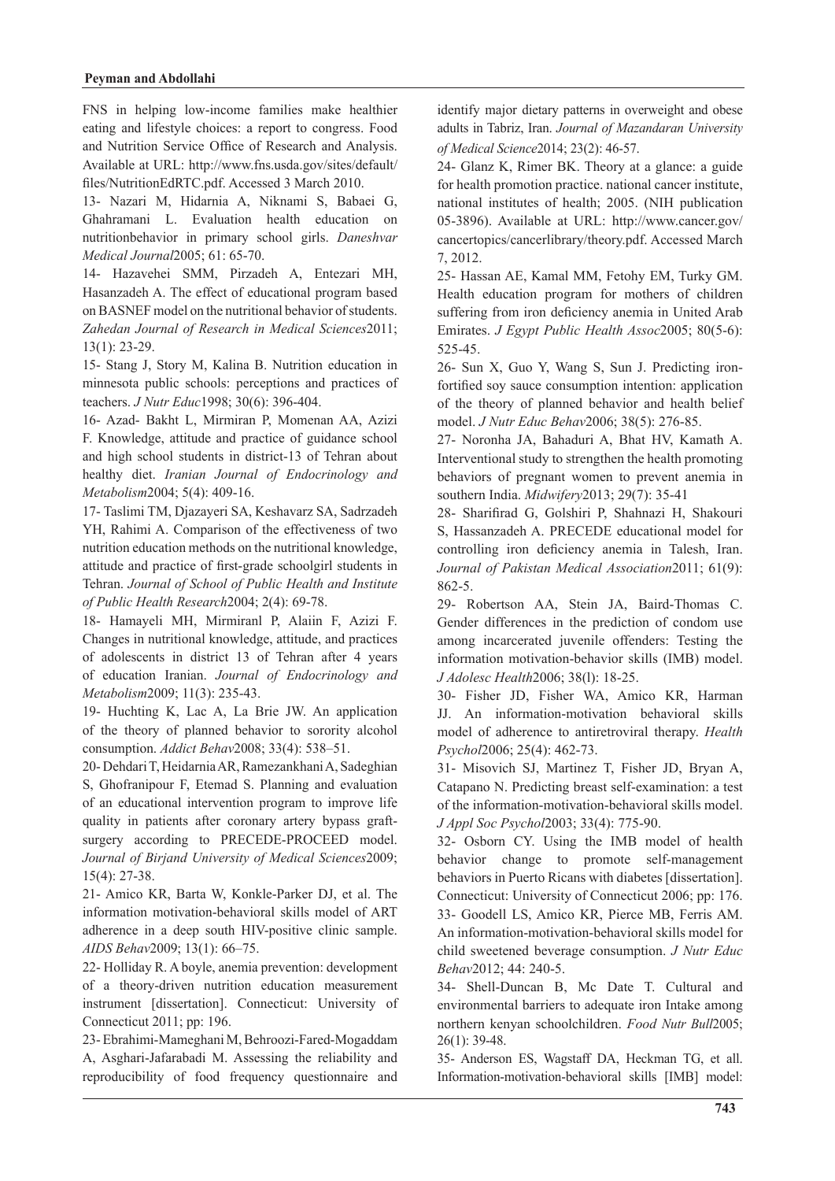FNS in helping low-income families make healthier eating and lifestyle choices: a report to congress. Food and Nutrition Service Office of Research and Analysis. Available at URL: http://www.fns.usda.gov/sites/default/files/NutritionEdRTC.pdf. Accessed 3 March 2010.

13- Nazari M, Hidarnia A, Niknami S, Babaei G, Ghahramani L. Evaluation health education on nutritionbehavior in primary school girls. *Daneshvar Medical Journal*2005; 61: 65-70.

14- Hazavehei SMM, Pirzadeh A, Entezari MH, Hasanzadeh A. The effect of educational program based on BASNEF model on the nutritional behavior of students. *Zahedan Journal of Research in Medical Sciences*2011; 13(1): 23-29.

15- Stang J, Story M, Kalina B. Nutrition education in minnesota public schools: perceptions and practices of teachers. *J Nutr Educ*1998; 30(6): 396-404.

16- Azad- Bakht L, Mirmiran P, Momenan AA, Azizi F. Knowledge, attitude and practice of guidance school and high school students in district-13 of Tehran about healthy diet. *Iranian Journal of Endocrinology and Metabolism*2004; 5(4): 409-16.

17- Taslimi TM, Djazayeri SA, Keshavarz SA, Sadrzadeh YH, Rahimi A. Comparison of the effectiveness of two nutrition education methods on the nutritional knowledge, attitude and practice of first-grade schoolgirl students in Tehran. *Journal of School of Public Health and Institute of Public Health Research*2004; 2(4): 69-78.

18- Hamayeli MH, Mirmiranl P, Alaiin F, Azizi F. Changes in nutritional knowledge, attitude, and practices of adolescents in district 13 of Tehran after 4 years of education Iranian. *Journal of Endocrinology and Metabolism*2009; 11(3): 235-43.

19- Huchting K, Lac A, La Brie JW. An application of the theory of planned behavior to sorority alcohol consumption. *Addict Behav*2008; 33(4): 538–51.

20- Dehdari T, Heidarnia AR, Ramezankhani A, Sadeghian S, Ghofranipour F, Etemad S. Planning and evaluation of an educational intervention program to improve life quality in patients after coronary artery bypass graft-surgery according to PRECEDE-PROCEED model. *Journal of Birjand University of Medical Sciences*2009; 15(4): 27-38.

21- Amico KR, Barta W, Konkle-Parker DJ, et al. The information motivation-behavioral skills model of ART adherence in a deep south HIV-positive clinic sample. *AIDS Behav*2009; 13(1): 66–75.

22- Holliday R. A boyle, anemia prevention: development of a theory-driven nutrition education measurement instrument [dissertation]. Connecticut: University of Connecticut 2011; pp: 196.

23- Ebrahimi-Mameghani M, Behroozi-Fared-Mogaddam A, Asghari-Jafarabadi M. Assessing the reliability and reproducibility of food frequency questionnaire and identify major dietary patterns in overweight and obese adults in Tabriz, Iran. *Journal of Mazandaran University of Medical Science*2014; 23(2): 46-57.

24- Glanz K, Rimer BK. Theory at a glance: a guide for health promotion practice. national cancer institute, national institutes of health; 2005. (NIH publication 05-3896). Available at URL: http://www.cancer.gov/cancertopics/cancerlibrary/theory.pdf. Accessed March 7, 2012.

25- Hassan AE, Kamal MM, Fetohy EM, Turky GM. Health education program for mothers of children suffering from iron deficiency anemia in United Arab Emirates. *J Egypt Public Health Assoc*2005; 80(5-6): 525-45.

26- Sun X, Guo Y, Wang S, Sun J. Predicting iron-fortified soy sauce consumption intention: application of the theory of planned behavior and health belief model. *J Nutr Educ Behav*2006; 38(5): 276-85.

27- Noronha JA, Bahaduri A, Bhat HV, Kamath A. Interventional study to strengthen the health promoting behaviors of pregnant women to prevent anemia in southern India. *Midwifery*2013; 29(7): 35-41

28- Sharifirad G, Golshiri P, Shahnazi H, Shakouri S, Hassanzadeh A. PRECEDE educational model for controlling iron deficiency anemia in Talesh, Iran. *Journal of Pakistan Medical Association*2011; 61(9): 862-5.

29- Robertson AA, Stein JA, Baird-Thomas C. Gender differences in the prediction of condom use among incarcerated juvenile offenders: Testing the information motivation-behavior skills (IMB) model. *J Adolesc Health*2006; 38(l): 18-25.

30- Fisher JD, Fisher WA, Amico KR, Harman JJ. An information-motivation behavioral skills model of adherence to antiretroviral therapy. *Health Psychol*2006; 25(4): 462-73.

31- Misovich SJ, Martinez T, Fisher JD, Bryan A, Catapano N. Predicting breast self-examination: a test of the information-motivation-behavioral skills model. *J Appl Soc Psychol*2003; 33(4): 775-90.

32- Osborn CY. Using the IMB model of health behavior change to promote self-management behaviors in Puerto Ricans with diabetes [dissertation]. Connecticut: University of Connecticut 2006; pp: 176.

33- Goodell LS, Amico KR, Pierce MB, Ferris AM. An information-motivation-behavioral skills model for child sweetened beverage consumption. *J Nutr Educ Behav*2012; 44: 240-5.

34- Shell-Duncan B, Mc Date T. Cultural and environmental barriers to adequate iron Intake among northern kenyan schoolchildren. *Food Nutr Bull*2005; 26(1): 39-48.

35- Anderson ES, Wagstaff DA, Heckman TG, et all. Information-motivation-behavioral skills [IMB] model: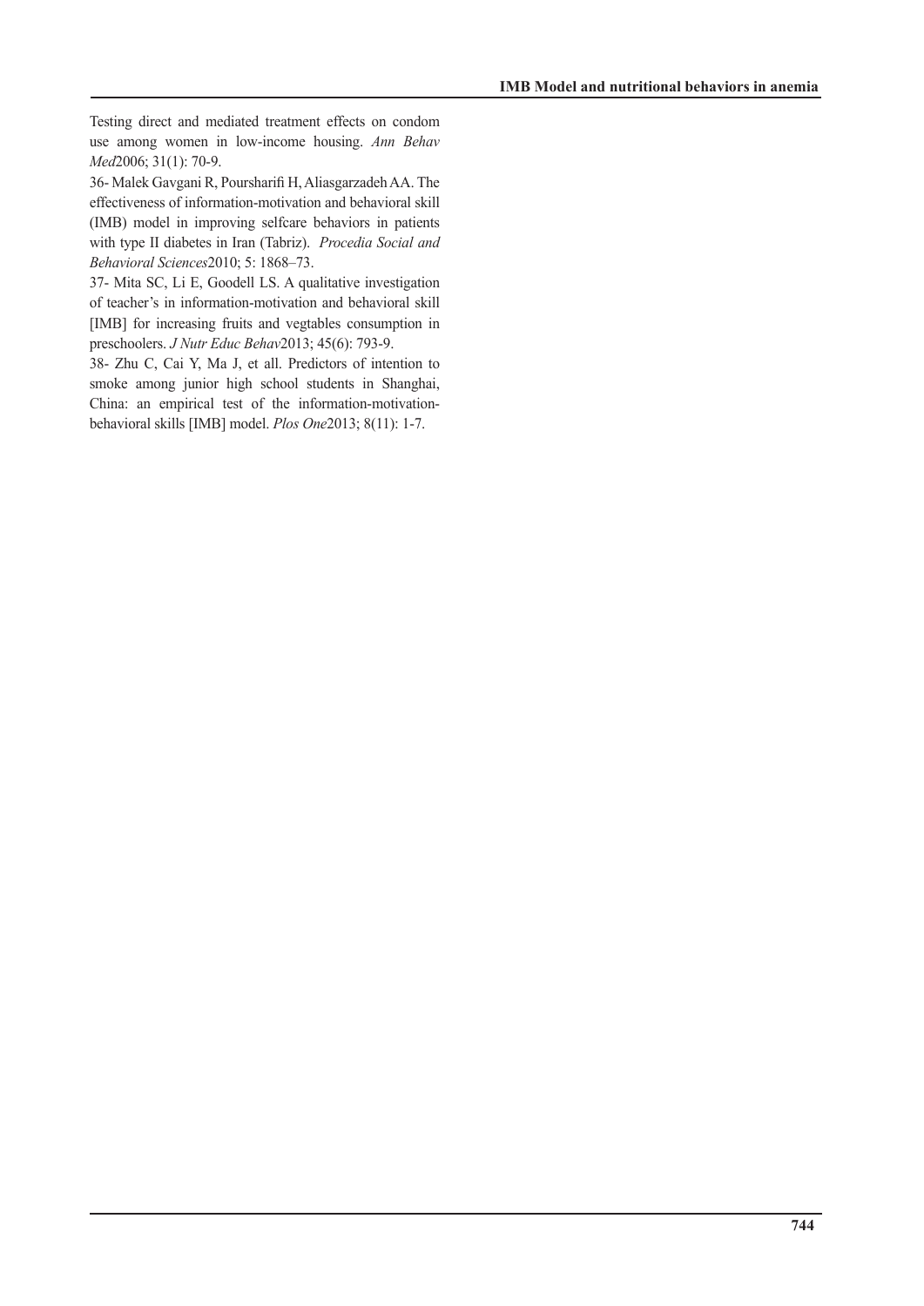Testing direct and mediated treatment effects on condom use among women in low-income housing. *Ann Behav Med*2006; 31(1): 70-9.

36- Malek Gavgani R, Poursharifi H, Aliasgarzadeh AA. The effectiveness of information-motivation and behavioral skill (IMB) model in improving selfcare behaviors in patients with type II diabetes in Iran (Tabriz). *Procedia Social and Behavioral Sciences*2010; 5: 1868–73.

37- Mita SC, Li E, Goodell LS. A qualitative investigation of teacher's in information-motivation and behavioral skill [IMB] for increasing fruits and vegtables consumption in preschoolers. *J Nutr Educ Behav*2013; 45(6): 793-9.

38- Zhu C, Cai Y, Ma J, et all. Predictors of intention to smoke among junior high school students in Shanghai, China: an empirical test of the information-motivation-behavioral skills [IMB] model. *Plos One*2013; 8(11): 1-7.